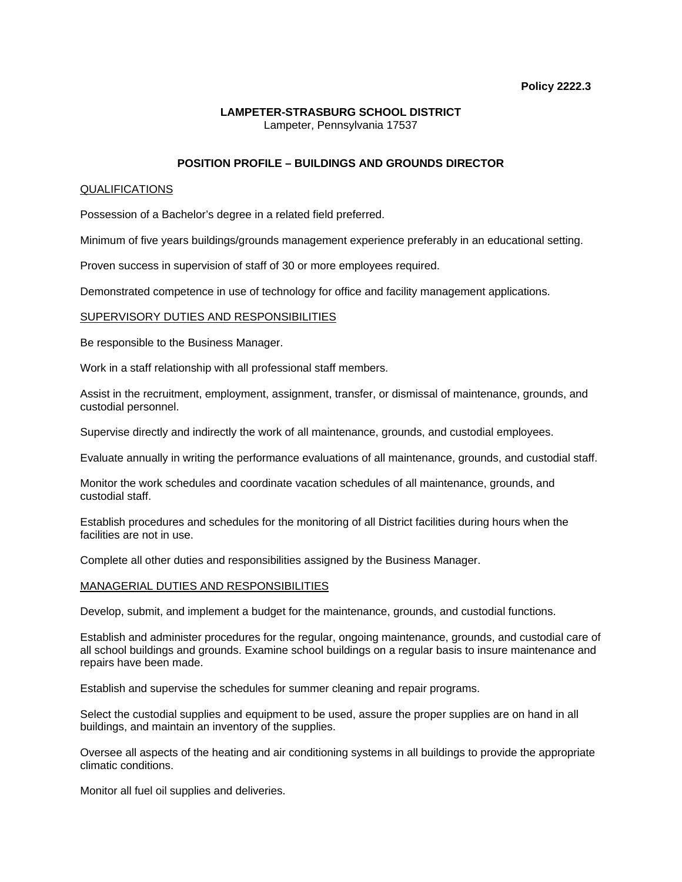**Policy 2222.3**

**LAMPETER-STRASBURG SCHOOL DISTRICT**
Lampeter, Pennsylvania 17537

## POSITION PROFILE – BUILDINGS AND GROUNDS DIRECTOR

### QUALIFICATIONS

Possession of a Bachelor's degree in a related field preferred.

Minimum of five years buildings/grounds management experience preferably in an educational setting.

Proven success in supervision of staff of 30 or more employees required.

Demonstrated competence in use of technology for office and facility management applications.

### SUPERVISORY DUTIES AND RESPONSIBILITIES

Be responsible to the Business Manager.

Work in a staff relationship with all professional staff members.

Assist in the recruitment, employment, assignment, transfer, or dismissal of maintenance, grounds, and custodial personnel.

Supervise directly and indirectly the work of all maintenance, grounds, and custodial employees.

Evaluate annually in writing the performance evaluations of all maintenance, grounds, and custodial staff.

Monitor the work schedules and coordinate vacation schedules of all maintenance, grounds, and custodial staff.

Establish procedures and schedules for the monitoring of all District facilities during hours when the facilities are not in use.

Complete all other duties and responsibilities assigned by the Business Manager.

### MANAGERIAL DUTIES AND RESPONSIBILITIES

Develop, submit, and implement a budget for the maintenance, grounds, and custodial functions.

Establish and administer procedures for the regular, ongoing maintenance, grounds, and custodial care of all school buildings and grounds. Examine school buildings on a regular basis to insure maintenance and repairs have been made.

Establish and supervise the schedules for summer cleaning and repair programs.

Select the custodial supplies and equipment to be used, assure the proper supplies are on hand in all buildings, and maintain an inventory of the supplies.

Oversee all aspects of the heating and air conditioning systems in all buildings to provide the appropriate climatic conditions.

Monitor all fuel oil supplies and deliveries.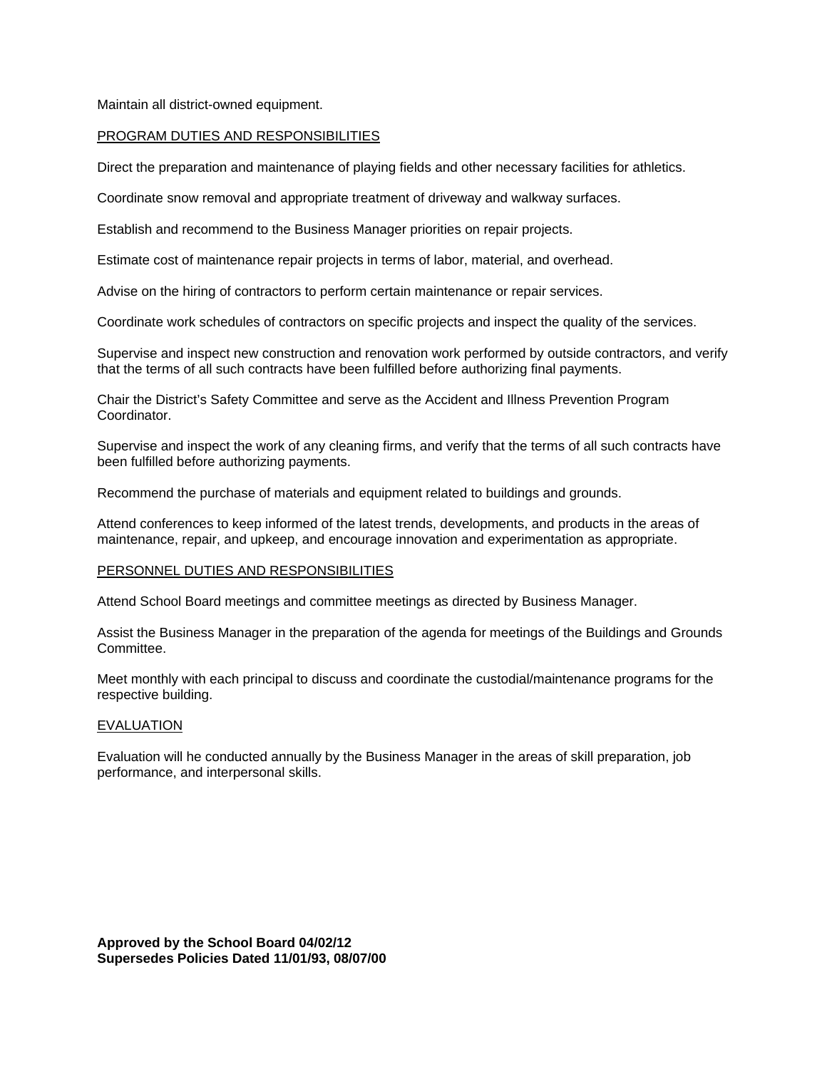Maintain all district-owned equipment.

## PROGRAM DUTIES AND RESPONSIBILITIES

Direct the preparation and maintenance of playing fields and other necessary facilities for athletics.

Coordinate snow removal and appropriate treatment of driveway and walkway surfaces.

Establish and recommend to the Business Manager priorities on repair projects.

Estimate cost of maintenance repair projects in terms of labor, material, and overhead.

Advise on the hiring of contractors to perform certain maintenance or repair services.

Coordinate work schedules of contractors on specific projects and inspect the quality of the services.

Supervise and inspect new construction and renovation work performed by outside contractors, and verify that the terms of all such contracts have been fulfilled before authorizing final payments.

Chair the District's Safety Committee and serve as the Accident and Illness Prevention Program Coordinator.

Supervise and inspect the work of any cleaning firms, and verify that the terms of all such contracts have been fulfilled before authorizing payments.

Recommend the purchase of materials and equipment related to buildings and grounds.

Attend conferences to keep informed of the latest trends, developments, and products in the areas of maintenance, repair, and upkeep, and encourage innovation and experimentation as appropriate.

## PERSONNEL DUTIES AND RESPONSIBILITIES

Attend School Board meetings and committee meetings as directed by Business Manager.

Assist the Business Manager in the preparation of the agenda for meetings of the Buildings and Grounds Committee.

Meet monthly with each principal to discuss and coordinate the custodial/maintenance programs for the respective building.

## EVALUATION

Evaluation will he conducted annually by the Business Manager in the areas of skill preparation, job performance, and interpersonal skills.

**Approved by the School Board 04/02/12**
**Supersedes Policies Dated 11/01/93, 08/07/00**